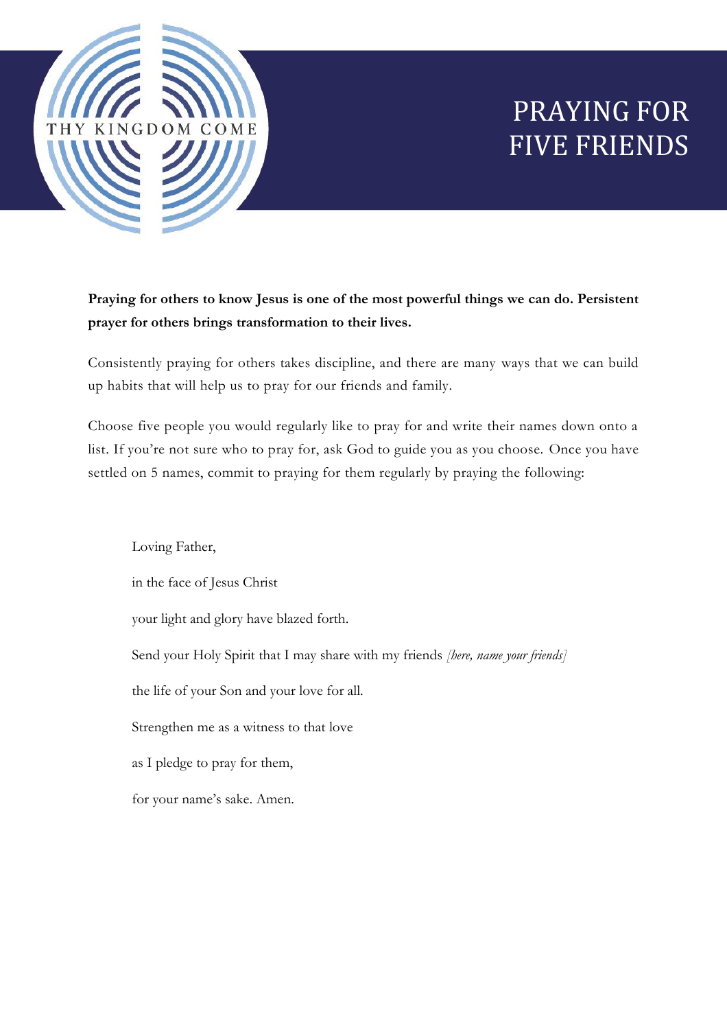THY KINGDOM COME

# PRAYING FOR FIVE FRIENDS

**Praying for others to know Jesus is one of the most powerful things we can do. Persistent prayer for others brings transformation to their lives.**

Consistently praying for others takes discipline, and there are many ways that we can build up habits that will help us to pray for our friends and family.

Choose five people you would regularly like to pray for and write their names down onto a list. If you're not sure who to pray for, ask God to guide you as you choose. Once you have settled on 5 names, commit to praying for them regularly by praying the following:

Loving Father,

in the face of Jesus Christ

your light and glory have blazed forth.

Send your Holy Spirit that I may share with my friends *[here, name your friends]*

the life of your Son and your love for all.

Strengthen me as a witness to that love

as I pledge to pray for them,

for your name's sake. Amen.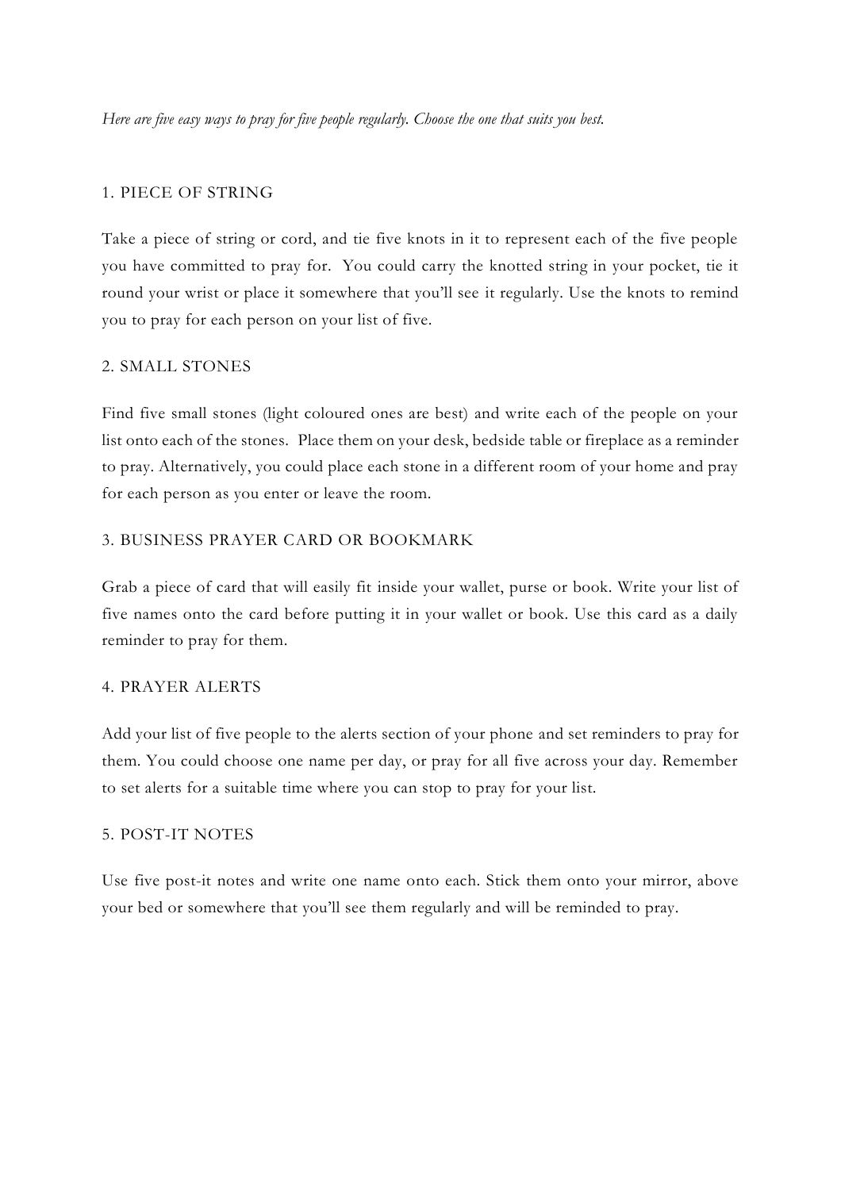*Here are five easy ways to pray for five people regularly. Choose the one that suits you best.*

## 1. PIECE OF STRING

Take a piece of string or cord, and tie five knots in it to represent each of the five people you have committed to pray for. You could carry the knotted string in your pocket, tie it round your wrist or place it somewhere that you'll see it regularly. Use the knots to remind you to pray for each person on your list of five.

## 2. SMALL STONES

Find five small stones (light coloured ones are best) and write each of the people on your list onto each of the stones. Place them on your desk, bedside table or fireplace as a reminder to pray. Alternatively, you could place each stone in a different room of your home and pray for each person as you enter or leave the room.

## 3. BUSINESS PRAYER CARD OR BOOKMARK

Grab a piece of card that will easily fit inside your wallet, purse or book. Write your list of five names onto the card before putting it in your wallet or book. Use this card as a daily reminder to pray for them.

## 4. PRAYER ALERTS

Add your list of five people to the alerts section of your phone and set reminders to pray for them. You could choose one name per day, or pray for all five across your day. Remember to set alerts for a suitable time where you can stop to pray for your list.

## 5. POST-IT NOTES

Use five post-it notes and write one name onto each. Stick them onto your mirror, above your bed or somewhere that you'll see them regularly and will be reminded to pray.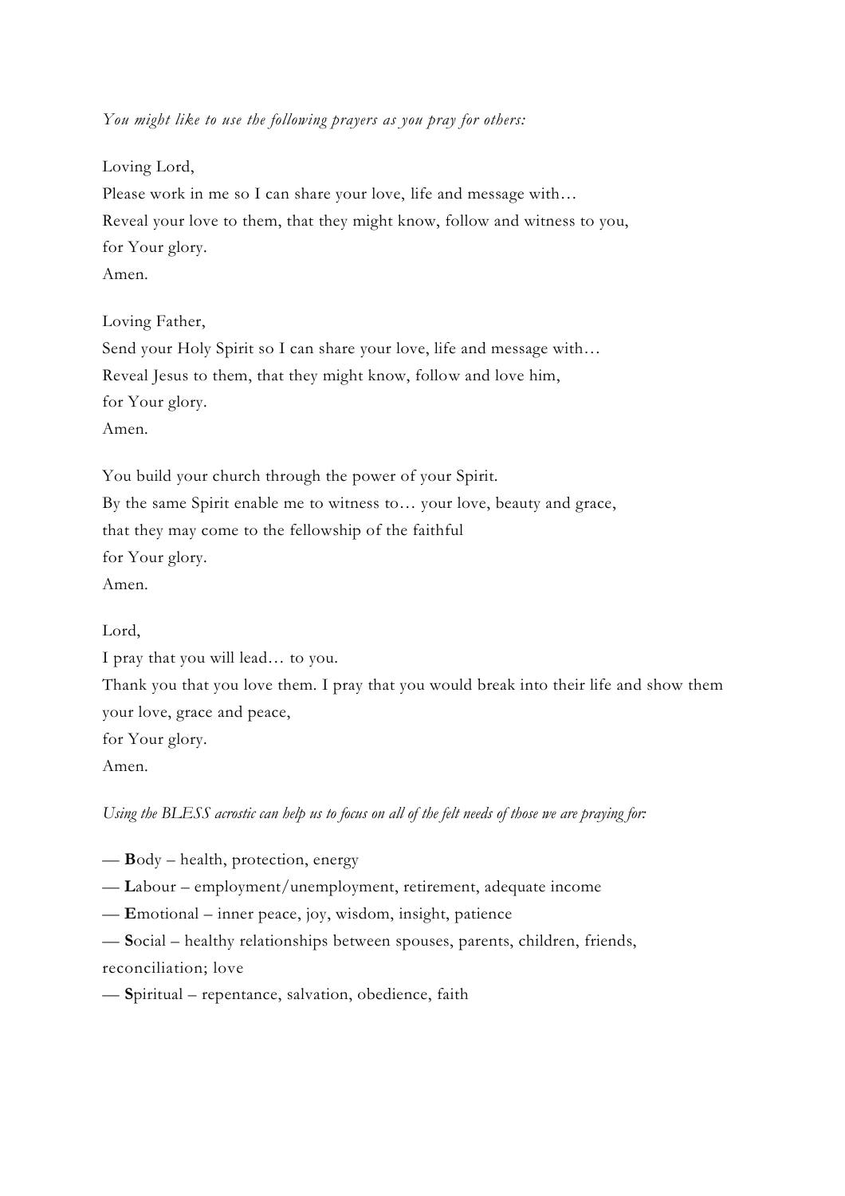*You might like to use the following prayers as you pray for others:*

Loving Lord,
Please work in me so I can share your love, life and message with…
Reveal your love to them, that they might know, follow and witness to you,
for Your glory.
Amen.

Loving Father,
Send your Holy Spirit so I can share your love, life and message with…
Reveal Jesus to them, that they might know, follow and love him,
for Your glory.
Amen.

You build your church through the power of your Spirit.
By the same Spirit enable me to witness to… your love, beauty and grace,
that they may come to the fellowship of the faithful
for Your glory.
Amen.

Lord,
I pray that you will lead… to you.
Thank you that you love them. I pray that you would break into their life and show them your love, grace and peace,
for Your glory.
Amen.

*Using the BLESS acrostic can help us to focus on all of the felt needs of those we are praying for:*

— **B**ody – health, protection, energy
— **L**abour – employment/unemployment, retirement, adequate income
— **E**motional – inner peace, joy, wisdom, insight, patience
— **S**ocial – healthy relationships between spouses, parents, children, friends, reconciliation; love
— **S**piritual – repentance, salvation, obedience, faith